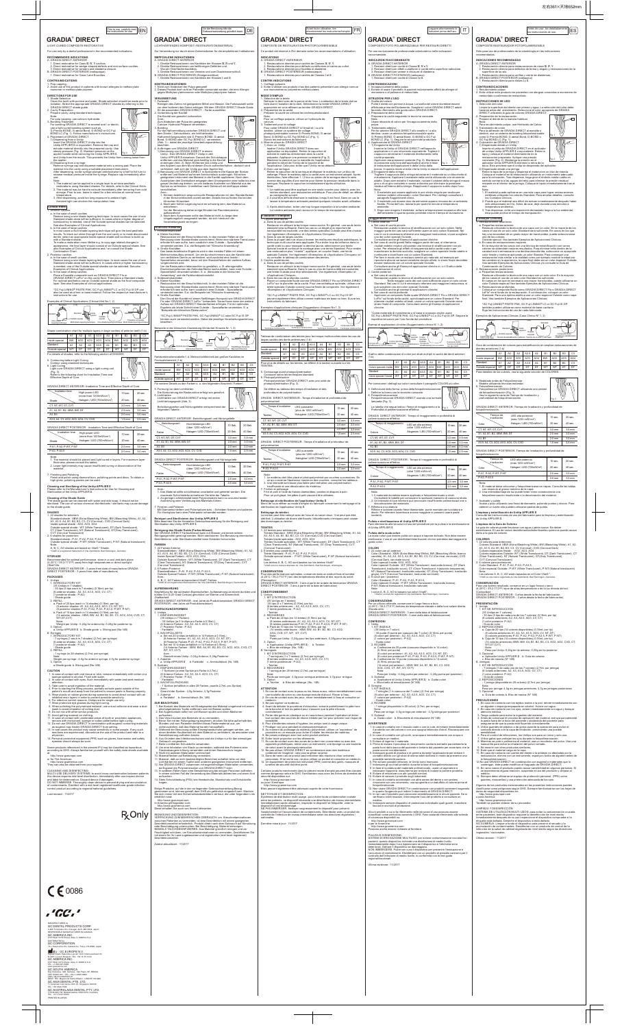# GRADIA® DIRECT

LIGHT-CURED COMPOSITE RESTORATIVE

For use only by a dental professional in the recommended indications.

# GRADIA® DIRECT

LICHTHÄRTENDES KOMPOSIT-RESTAURATIONSMATERIAL

# GRADIA® DIRECT

COMPOSITE DE RESTAURATION PHOTOPOLYMÉRISABLE

# GRADIA® DIRECT

COMPOSITO FOTO-POLIMERIZZABILE PER RESTAURI DIRETTI

# GRADIA® DIRECT

COMPOSITE RESTAURADOR FOTOPOLIMERIZABLE

Rx Only

CE 0086

GC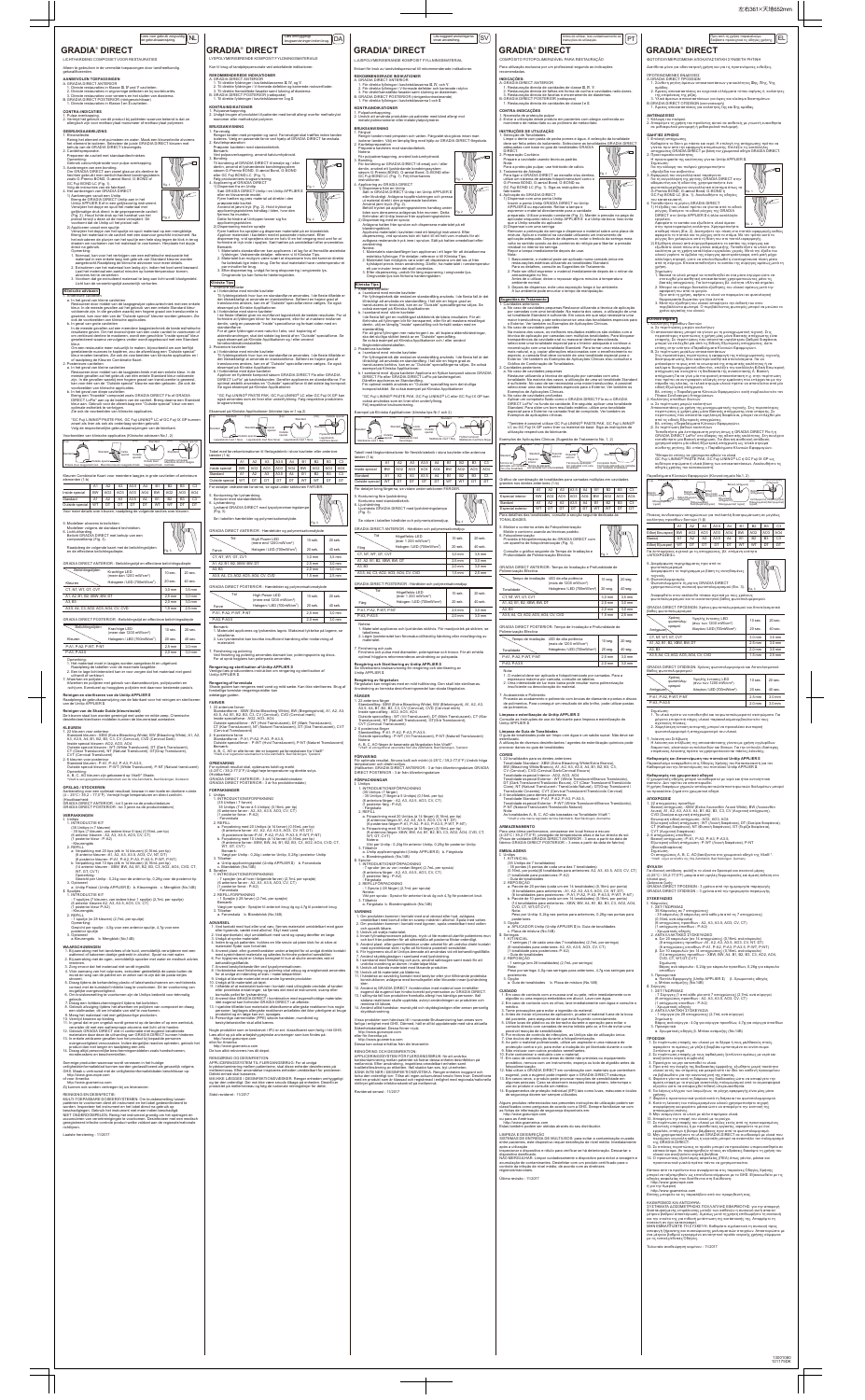# GRADIA® DIRECT

LICHTHARDEND COMPOSIET VOOR RESTAURATIES

# GRADIA® DIRECT

LYSPOLYMERISERENDE KOMPOSIT FYLDNINGSMATERIALE

# GRADIA® DIRECT

LJUSPOLYMERISERANDE KOMPOSIT FYLLNINGSMATERIAL

# GRADIA® DIRECT

COMPÓSITO FOTOPOLIMERIZÁVEL PARA RESTAURAÇÃO

# GRADIA® DIRECT